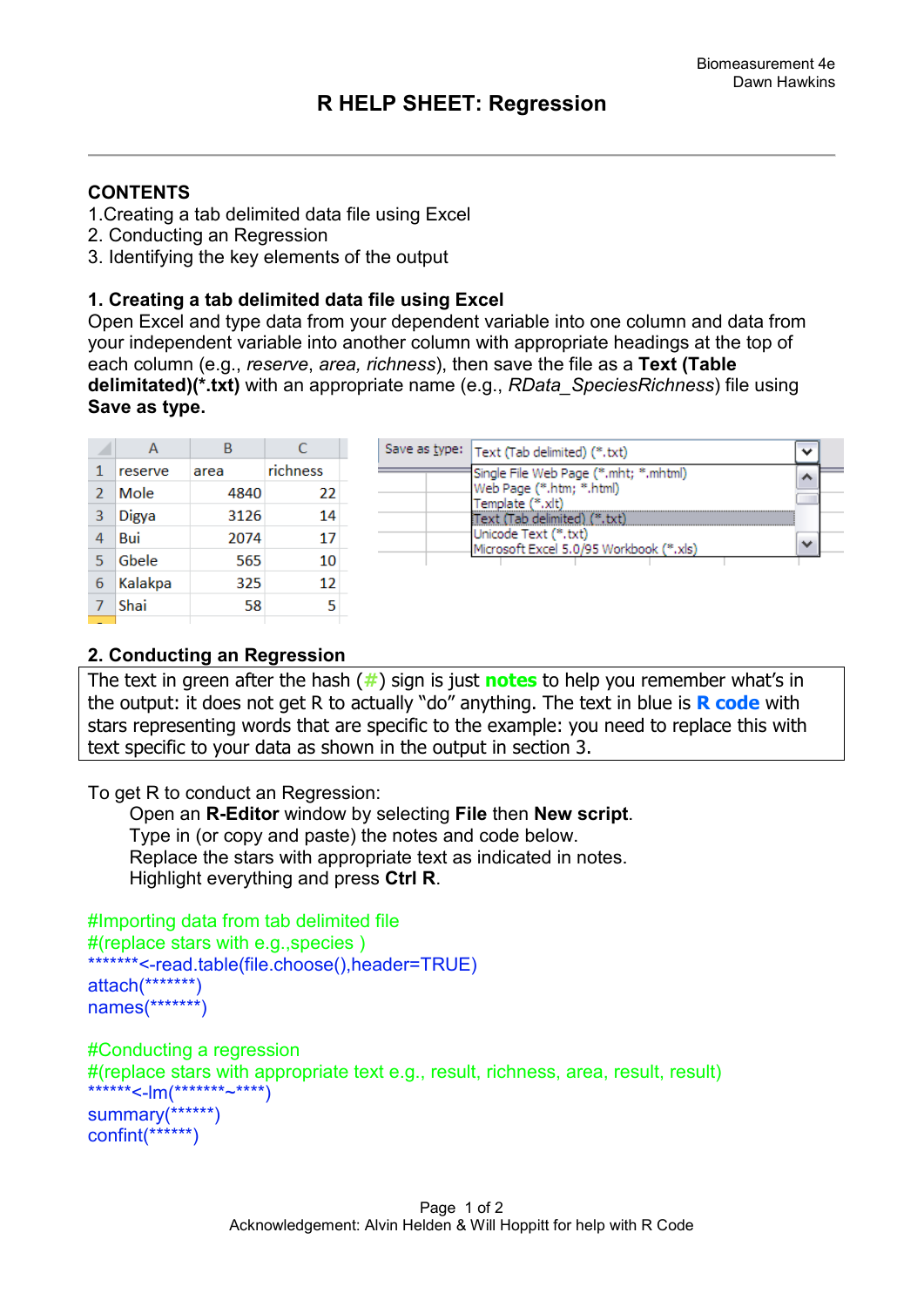# R HELP SHEET: Regression

Biomeasurement 4e
Dawn Hawkins

---

## CONTENTS

1. Creating a tab delimited data file using Excel
2. Conducting an Regression
3. Identifying the key elements of the output

## 1. Creating a tab delimited data file using Excel

Open Excel and type data from your dependent variable into one column and data from your independent variable into another column with appropriate headings at the top of each column (e.g., *reserve*, *area, richness*), then save the file as a **Text (Table delimitated)(*.txt)** with an appropriate name (e.g., *RData_SpeciesRichness*) file using **Save as type.**

| | A | B | C |
|---|---|---|---|
| 1 | reserve | area | richness |
| 2 | Mole | 4840 | 22 |
| 3 | Digya | 3126 | 14 |
| 4 | Bui | 2074 | 17 |
| 5 | Gbele | 565 | 10 |
| 6 | Kalakpa | 325 | 12 |
| 7 | Shai | 58 | 5 |

Save as type: Text (Tab delimited) (*.txt)

- Single File Web Page (*.mht; *.mhtml)
- Web Page (*.htm; *.html)
- Template (*.xlt)
- Text (Tab delimited) (*.txt)
- Unicode Text (*.txt)
- Microsoft Excel 5.0/95 Workbook (*.xls)

## 2. Conducting an Regression

The text in green after the hash (#) sign is just **notes** to help you remember what's in the output: it does not get R to actually "do" anything. The text in blue is **R code** with stars representing words that are specific to the example: you need to replace this with text specific to your data as shown in the output in section 3.

To get R to conduct an Regression:

Open an **R-Editor** window by selecting **File** then **New script**.
Type in (or copy and paste) the notes and code below.
Replace the stars with appropriate text as indicated in notes.
Highlight everything and press **Ctrl R**.

```
#Importing data from tab delimited file
#(replace stars with e.g.,species )
*******<-read.table(file.choose(),header=TRUE)
attach(*******)
names(*******)

#Conducting a regression
#(replace stars with appropriate text e.g., result, richness, area, result, result)
******<-lm(*******~****)
summary(******)
confint(******)
```

Acknowledgement: Alvin Helden & Will Hoppitt for help with R Code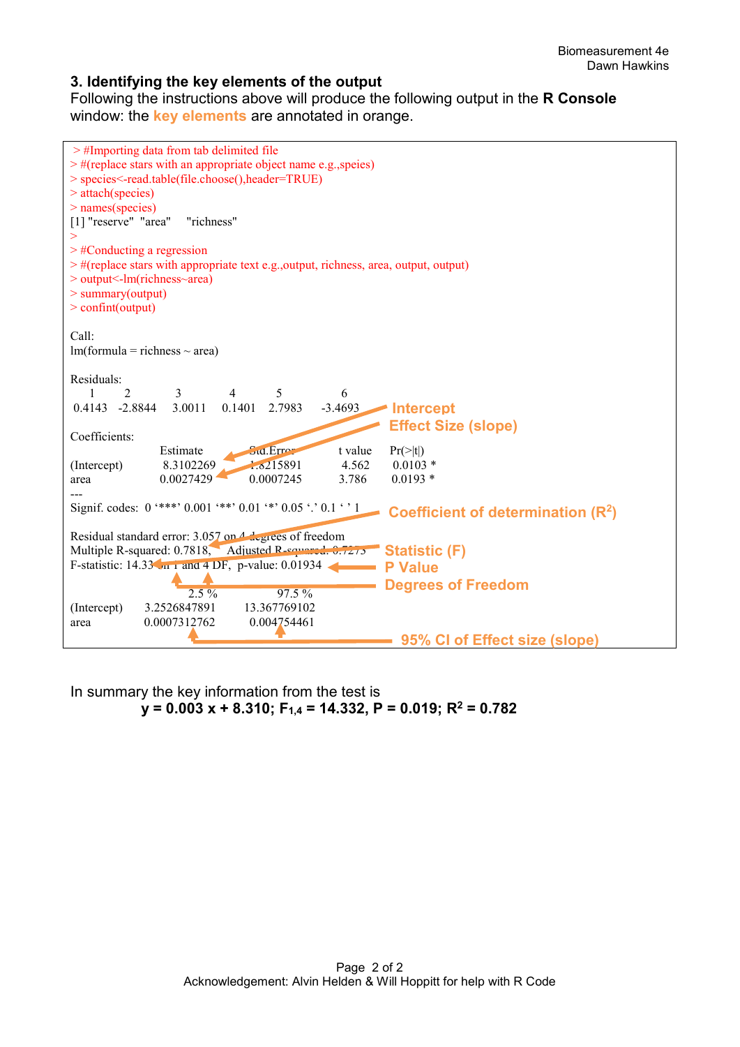### 3. Identifying the key elements of the output

Following the instructions above will produce the following output in the **R Console** window: the key elements are annotated in orange.

```
> #Importing data from tab delimited file
> #(replace stars with an appropriate object name e.g.,speies)
> species<-read.table(file.choose(),header=TRUE)
> attach(species)
> names(species)
[1] "reserve"  "area"     "richness"
>
> #Conducting a regression
> #(replace stars with appropriate text e.g.,output, richness, area, output, output)
> output<-lm(richness~area)
> summary(output)
> confint(output)

Call:
lm(formula = richness ~ area)

Residuals:
     1       2       3       4       5       6
0.4143 -2.8844  3.0011  0.1401  2.7983 -3.4693

Coefficients:
             Estimate   Std.Error   t value  Pr(>|t|)
(Intercept)  8.3102269  1.8215891   4.562    0.0103 *
area         0.0027429  0.0007245   3.786    0.0193 *
---
Signif. codes:  0 '***' 0.001 '**' 0.01 '*' 0.05 '.' 0.1 ' ' 1

Residual standard error: 3.057 on 4 degrees of freedom
Multiple R-squared: 0.7818,    Adjusted R-squared: 0.7273
F-statistic: 14.33 on 1 and 4 DF,  p-value: 0.01934

                 2.5 %          97.5 %
(Intercept)  3.2526847891   13.367769102
area         0.0007312762    0.004754461
```

Annotations: Intercept; Effect Size (slope); Coefficient of determination ($R^2$); Statistic (F); P Value; Degrees of Freedom; 95% CI of Effect size (slope)

In summary the key information from the test is

**$y = 0.003\,x + 8.310$; $F_{1,4} = 14.332$, $P = 0.019$; $R^2 = 0.782$**

Acknowledgement: Alvin Helden & Will Hoppitt for help with R Code